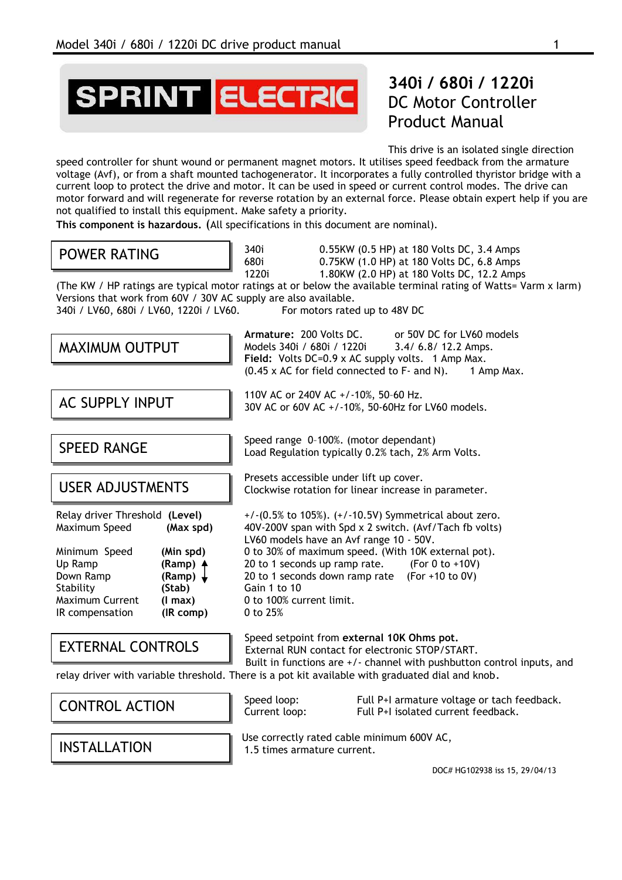SPRINT ELECTRIC

# 340i / 680i / 1220i DC Motor Controller Product Manual

This drive is an isolated single direction speed controller for shunt wound or permanent magnet motors. It utilises speed feedback from the armature voltage (Avf), or from a shaft mounted tachogenerator. It incorporates a fully controlled thyristor bridge with a current loop to protect the drive and motor. It can be used in speed or current control modes. The drive can motor forward and will regenerate for reverse rotation by an external force. Please obtain expert help if you are not qualified to install this equipment. Make safety a priority.

**This component is hazardous.** (All specifications in this document are nominal).

## POWER RATING

| | |
|---|---|
| 340i | 0.55KW (0.5 HP) at 180 Volts DC, 3.4 Amps |
| 680i | 0.75KW (1.0 HP) at 180 Volts DC, 6.8 Amps |
| 1220i | 1.80KW (2.0 HP) at 180 Volts DC, 12.2 Amps |

(The KW / HP ratings are typical motor ratings at or below the available terminal rating of Watts= Varm x Iarm) Versions that work from 60V / 30V AC supply are also available.
340i / LV60, 680i / LV60, 1220i / LV60. For motors rated up to 48V DC

## MAXIMUM OUTPUT

**Armature:** 200 Volts DC. or 50V DC for LV60 models
Models 340i / 680i / 1220i 3.4/ 6.8/ 12.2 Amps.
**Field:** Volts DC=0.9 x AC supply volts. 1 Amp Max.
(0.45 x AC for field connected to F- and N). 1 Amp Max.

## AC SUPPLY INPUT

110V AC or 240V AC +/-10%, 50-60 Hz.
30V AC or 60V AC +/-10%, 50-60Hz for LV60 models.

## SPEED RANGE

Speed range 0–100%. (motor dependant)
Load Regulation typically 0.2% tach, 2% Arm Volts.

## USER ADJUSTMENTS

Presets accessible under lift up cover.
Clockwise rotation for linear increase in parameter.

| | | |
|---|---|---|
| Relay driver Threshold | **(Level)** | +/-(0.5% to 105%). (+/-10.5V) Symmetrical about zero. |
| Maximum Speed | **(Max spd)** | 40V-200V span with Spd x 2 switch. (Avf/Tach fb volts) LV60 models have an Avf range 10 - 50V. |
| Minimum Speed | **(Min spd)** | 0 to 30% of maximum speed. (With 10K external pot). |
| Up Ramp | **(Ramp)** ↑ | 20 to 1 seconds up ramp rate. (For 0 to +10V) |
| Down Ramp | **(Ramp)** ↓ | 20 to 1 seconds down ramp rate (For +10 to 0V) |
| Stability | **(Stab)** | Gain 1 to 10 |
| Maximum Current | **(I max)** | 0 to 100% current limit. |
| IR compensation | **(IR comp)** | 0 to 25% |

## EXTERNAL CONTROLS

Speed setpoint from **external 10K Ohms pot.**
External RUN contact for electronic STOP/START.
Built in functions are +/- channel with pushbutton control inputs, and relay driver with variable threshold. There is a pot kit available with graduated dial and knob.

## CONTROL ACTION

| | |
|---|---|
| Speed loop: | Full P+I armature voltage or tach feedback. |
| Current loop: | Full P+I isolated current feedback. |

## INSTALLATION

Use correctly rated cable minimum 600V AC,
1.5 times armature current.

DOC# HG102938 iss 15, 29/04/13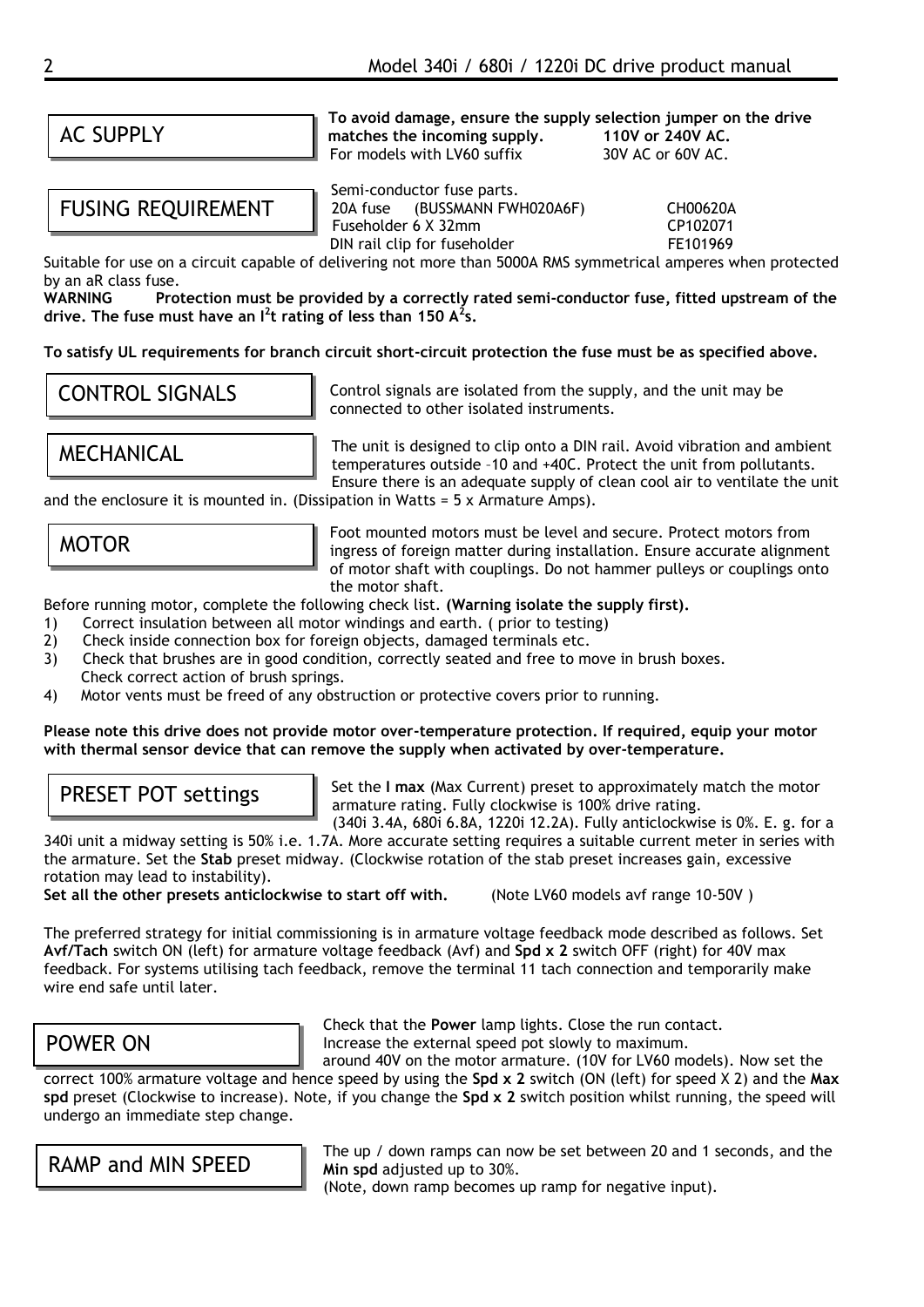## AC SUPPLY

**To avoid damage, ensure the supply selection jumper on the drive matches the incoming supply.** **110V or 240V AC.**
For models with LV60 suffix 30V AC or 60V AC.

## FUSING REQUIREMENT

Semi-conductor fuse parts.

| | |
|---|---|
| 20A fuse (BUSSMANN FWH020A6F) | CH00620A |
| Fuseholder 6 X 32mm | CP102071 |
| DIN rail clip for fuseholder | FE101969 |

Suitable for use on a circuit capable of delivering not more than 5000A RMS symmetrical amperes when protected by an aR class fuse.

**WARNING Protection must be provided by a correctly rated semi-conductor fuse, fitted upstream of the drive. The fuse must have an $I^2t$ rating of less than 150 $A^2s$.**

**To satisfy UL requirements for branch circuit short-circuit protection the fuse must be as specified above.**

## CONTROL SIGNALS

Control signals are isolated from the supply, and the unit may be connected to other isolated instruments.

## MECHANICAL

The unit is designed to clip onto a DIN rail. Avoid vibration and ambient temperatures outside –10 and +40C. Protect the unit from pollutants. Ensure there is an adequate supply of clean cool air to ventilate the unit and the enclosure it is mounted in. (Dissipation in Watts = 5 x Armature Amps).

## MOTOR

Foot mounted motors must be level and secure. Protect motors from ingress of foreign matter during installation. Ensure accurate alignment of motor shaft with couplings. Do not hammer pulleys or couplings onto the motor shaft.

Before running motor, complete the following check list. **(Warning isolate the supply first).**

1) Correct insulation between all motor windings and earth. ( prior to testing)
2) Check inside connection box for foreign objects, damaged terminals etc.
3) Check that brushes are in good condition, correctly seated and free to move in brush boxes. Check correct action of brush springs.
4) Motor vents must be freed of any obstruction or protective covers prior to running.

**Please note this drive does not provide motor over-temperature protection. If required, equip your motor with thermal sensor device that can remove the supply when activated by over-temperature.**

## PRESET POT settings

Set the **I max** (Max Current) preset to approximately match the motor armature rating. Fully clockwise is 100% drive rating. (340i 3.4A, 680i 6.8A, 1220i 12.2A). Fully anticlockwise is 0%. E. g. for a 340i unit a midway setting is 50% i.e. 1.7A. More accurate setting requires a suitable current meter in series with the armature. Set the **Stab** preset midway. (Clockwise rotation of the stab preset increases gain, excessive rotation may lead to instability).

**Set all the other presets anticlockwise to start off with.** (Note LV60 models avf range 10-50V )

The preferred strategy for initial commissioning is in armature voltage feedback mode described as follows. Set **Avf/Tach** switch ON (left) for armature voltage feedback (Avf) and **Spd x 2** switch OFF (right) for 40V max feedback. For systems utilising tach feedback, remove the terminal 11 tach connection and temporarily make wire end safe until later.

## POWER ON

Check that the **Power** lamp lights. Close the run contact. Increase the external speed pot slowly to maximum. around 40V on the motor armature. (10V for LV60 models). Now set the correct 100% armature voltage and hence speed by using the **Spd x 2** switch (ON (left) for speed X 2) and the **Max spd** preset (Clockwise to increase). Note, if you change the **Spd x 2** switch position whilst running, the speed will undergo an immediate step change.

## RAMP and MIN SPEED

The up / down ramps can now be set between 20 and 1 seconds, and the **Min spd** adjusted up to 30%.
(Note, down ramp becomes up ramp for negative input).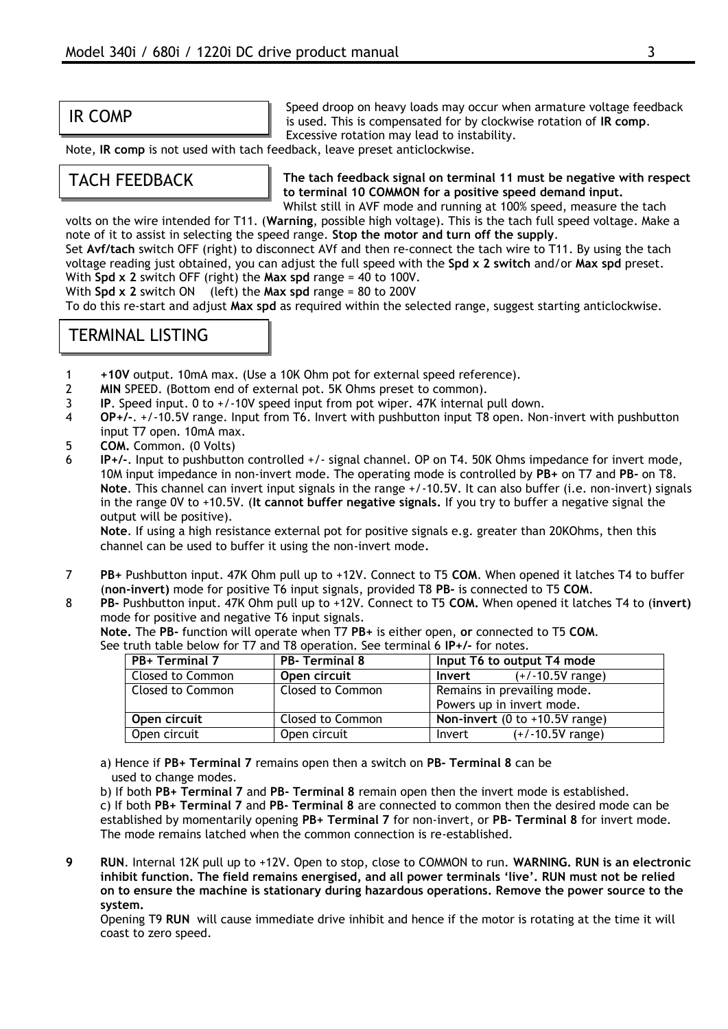## IR COMP

Speed droop on heavy loads may occur when armature voltage feedback is used. This is compensated for by clockwise rotation of **IR comp**. Excessive rotation may lead to instability.

Note, **IR comp** is not used with tach feedback, leave preset anticlockwise.

## TACH FEEDBACK

**The tach feedback signal on terminal 11 must be negative with respect to terminal 10 COMMON for a positive speed demand input.**

Whilst still in AVF mode and running at 100% speed, measure the tach volts on the wire intended for T11. (**Warning**, possible high voltage). This is the tach full speed voltage. Make a note of it to assist in selecting the speed range. **Stop the motor and turn off the supply**.

Set **Avf/tach** switch OFF (right) to disconnect AVf and then re-connect the tach wire to T11. By using the tach voltage reading just obtained, you can adjust the full speed with the **Spd x 2 switch** and/or **Max spd** preset.

With **Spd x 2** switch OFF (right) the **Max spd** range = 40 to 100V.

With **Spd x 2** switch ON (left) the **Max spd** range = 80 to 200V

To do this re-start and adjust **Max spd** as required within the selected range, suggest starting anticlockwise.

## TERMINAL LISTING

1. **+10V** output. 10mA max. (Use a 10K Ohm pot for external speed reference).
2. **MIN** SPEED. (Bottom end of external pot. 5K Ohms preset to common).
3. **IP**. Speed input. 0 to +/-10V speed input from pot wiper. 47K internal pull down.
4. **OP+/-**. +/-10.5V range. Input from T6. Invert with pushbutton input T8 open. Non-invert with pushbutton input T7 open. 10mA max.
5. **COM.** Common. (0 Volts)
6. **IP+/-**. Input to pushbutton controlled +/- signal channel. OP on T4. 50K Ohms impedance for invert mode, 10M input impedance in non-invert mode. The operating mode is controlled by **PB+** on T7 and **PB-** on T8.
   **Note**. This channel can invert input signals in the range +/-10.5V. It can also buffer (i.e. non-invert) signals in the range 0V to +10.5V. (**It cannot buffer negative signals.** If you try to buffer a negative signal the output will be positive).
   **Note**. If using a high resistance external pot for positive signals e.g. greater than 20KOhms, then this channel can be used to buffer it using the non-invert mode.
7. **PB+** Pushbutton input. 47K Ohm pull up to +12V. Connect to T5 **COM**. When opened it latches T4 to buffer (**non-invert)** mode for positive T6 input signals, provided T8 **PB-** is connected to T5 **COM**.
8. **PB-** Pushbutton input. 47K Ohm pull up to +12V. Connect to T5 **COM.** When opened it latches T4 to (**invert)** mode for positive and negative T6 input signals.
   **Note.** The **PB-** function will operate when T7 **PB+** is either open, **or** connected to T5 **COM**.
   See truth table below for T7 and T8 operation. See terminal 6 **IP+/-** for notes.

| PB+ Terminal 7 | PB- Terminal 8 | Input T6 to output T4 mode |
|---|---|---|
| Closed to Common | **Open circuit** | **Invert** (+/-10.5V range) |
| Closed to Common | Closed to Common | Remains in prevailing mode. Powers up in invert mode. |
| **Open circuit** | Closed to Common | **Non-invert** (0 to +10.5V range) |
| Open circuit | Open circuit | Invert (+/-10.5V range) |

a) Hence if **PB+ Terminal 7** remains open then a switch on **PB- Terminal 8** can be used to change modes.

b) If both **PB+ Terminal 7** and **PB- Terminal 8** remain open then the invert mode is established.

c) If both **PB+ Terminal 7** and **PB- Terminal 8** are connected to common then the desired mode can be established by momentarily opening **PB+ Terminal 7** for non-invert, or **PB- Terminal 8** for invert mode. The mode remains latched when the common connection is re-established.

9. **RUN**. Internal 12K pull up to +12V. Open to stop, close to COMMON to run. **WARNING. RUN is an electronic inhibit function. The field remains energised, and all power terminals 'live'. RUN must not be relied on to ensure the machine is stationary during hazardous operations. Remove the power source to the system.**
   Opening T9 **RUN** will cause immediate drive inhibit and hence if the motor is rotating at the time it will coast to zero speed.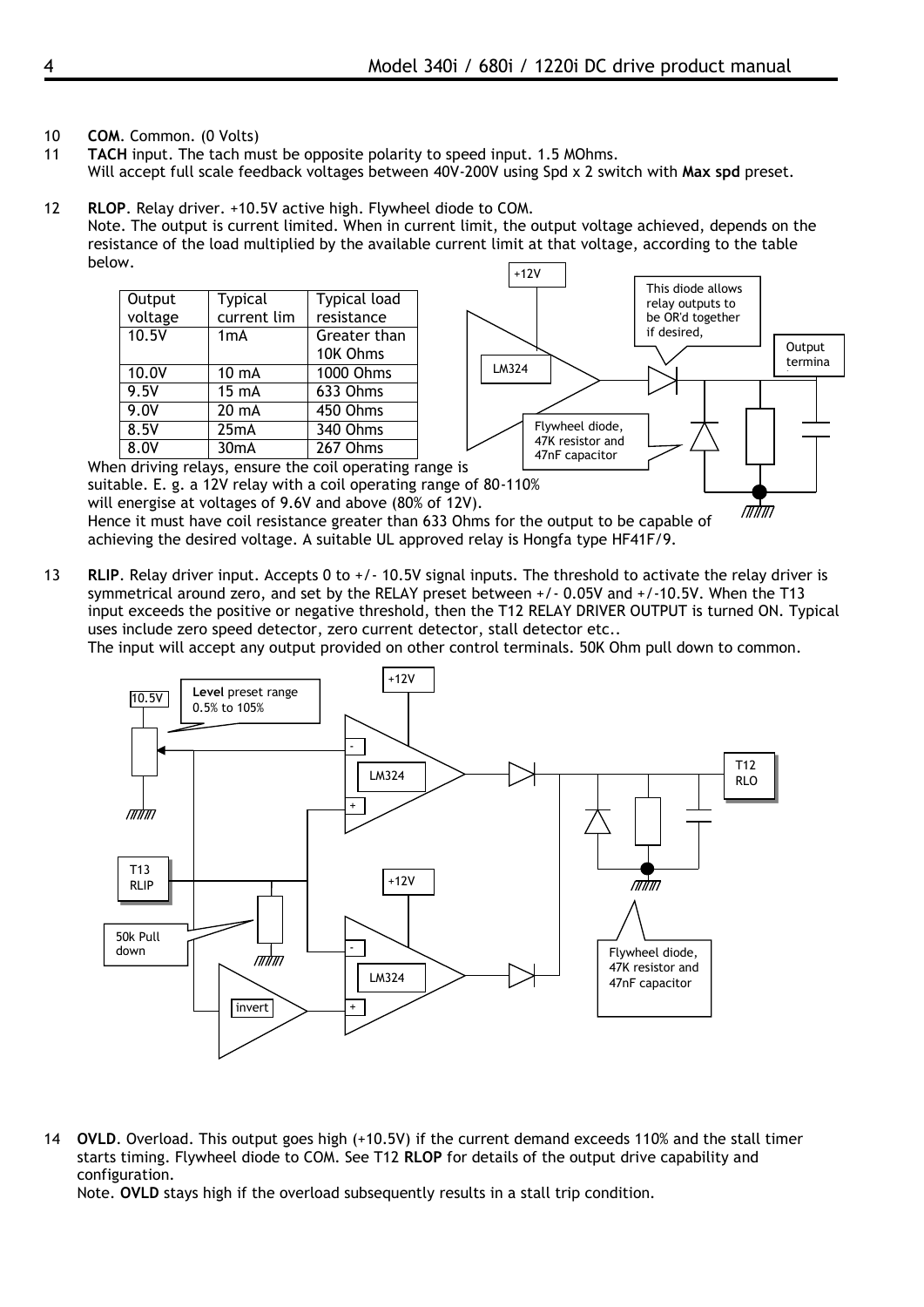10 **COM**. Common. (0 Volts)

11 **TACH** input. The tach must be opposite polarity to speed input. 1.5 MOhms.
Will accept full scale feedback voltages between 40V-200V using Spd x 2 switch with **Max spd** preset.

12 **RLOP**. Relay driver. +10.5V active high. Flywheel diode to COM.
Note. The output is current limited. When in current limit, the output voltage achieved, depends on the resistance of the load multiplied by the available current limit at that voltage, according to the table below.

| Output voltage | Typical current lim | Typical load resistance |
|---|---|---|
| 10.5V | 1mA | Greater than 10K Ohms |
| 10.0V | 10 mA | 1000 Ohms |
| 9.5V | 15 mA | 633 Ohms |
| 9.0V | 20 mA | 450 Ohms |
| 8.5V | 25mA | 340 Ohms |
| 8.0V | 30mA | 267 Ohms |

When driving relays, ensure the coil operating range is suitable. E. g. a 12V relay with a coil operating range of 80-110% will energise at voltages of 9.6V and above (80% of 12V).
Hence it must have coil resistance greater than 633 Ohms for the output to be capable of achieving the desired voltage. A suitable UL approved relay is Hongfa type HF41F/9.

13 **RLIP**. Relay driver input. Accepts 0 to +/- 10.5V signal inputs. The threshold to activate the relay driver is symmetrical around zero, and set by the RELAY preset between +/- 0.05V and +/-10.5V. When the T13 input exceeds the positive or negative threshold, then the T12 RELAY DRIVER OUTPUT is turned ON. Typical uses include zero speed detector, zero current detector, stall detector etc..
The input will accept any output provided on other control terminals. 50K Ohm pull down to common.

14 **OVLD**. Overload. This output goes high (+10.5V) if the current demand exceeds 110% and the stall timer starts timing. Flywheel diode to COM. See T12 **RLOP** for details of the output drive capability and configuration.
Note. **OVLD** stays high if the overload subsequently results in a stall trip condition.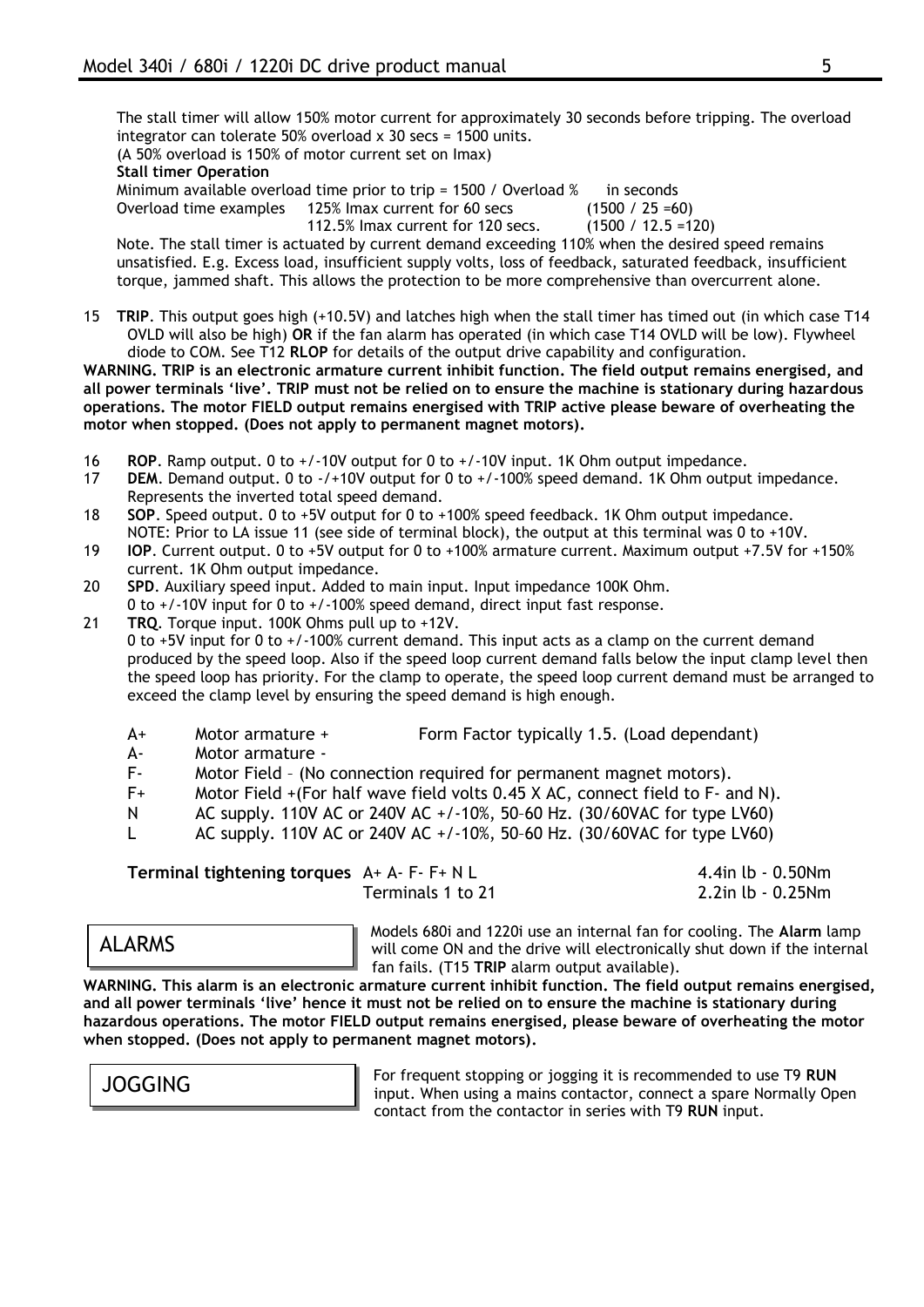The stall timer will allow 150% motor current for approximately 30 seconds before tripping. The overload integrator can tolerate 50% overload x 30 secs = 1500 units.
(A 50% overload is 150% of motor current set on Imax)

**Stall timer Operation**

Minimum available overload time prior to trip = 1500 / Overload % in seconds

Overload time examples 125% Imax current for 60 secs (1500 / 25 =60)
112.5% Imax current for 120 secs. (1500 / 12.5 =120)

Note. The stall timer is actuated by current demand exceeding 110% when the desired speed remains unsatisfied. E.g. Excess load, insufficient supply volts, loss of feedback, saturated feedback, insufficient torque, jammed shaft. This allows the protection to be more comprehensive than overcurrent alone.

15 **TRIP**. This output goes high (+10.5V) and latches high when the stall timer has timed out (in which case T14 OVLD will also be high) **OR** if the fan alarm has operated (in which case T14 OVLD will be low). Flywheel diode to COM. See T12 **RLOP** for details of the output drive capability and configuration.

**WARNING. TRIP is an electronic armature current inhibit function. The field output remains energised, and all power terminals 'live'. TRIP must not be relied on to ensure the machine is stationary during hazardous operations. The motor FIELD output remains energised with TRIP active please beware of overheating the motor when stopped. (Does not apply to permanent magnet motors).**

16 **ROP**. Ramp output. 0 to +/-10V output for 0 to +/-10V input. 1K Ohm output impedance.

17 **DEM**. Demand output. 0 to -/+10V output for 0 to +/-100% speed demand. 1K Ohm output impedance. Represents the inverted total speed demand.

18 **SOP**. Speed output. 0 to +5V output for 0 to +100% speed feedback. 1K Ohm output impedance. NOTE: Prior to LA issue 11 (see side of terminal block), the output at this terminal was 0 to +10V.

19 **IOP**. Current output. 0 to +5V output for 0 to +100% armature current. Maximum output +7.5V for +150% current. 1K Ohm output impedance.

20 **SPD**. Auxiliary speed input. Added to main input. Input impedance 100K Ohm. 0 to +/-10V input for 0 to +/-100% speed demand, direct input fast response.

21 **TRQ**. Torque input. 100K Ohms pull up to +12V. 0 to +5V input for 0 to +/-100% current demand. This input acts as a clamp on the current demand produced by the speed loop. Also if the speed loop current demand falls below the input clamp level then the speed loop has priority. For the clamp to operate, the speed loop current demand must be arranged to exceed the clamp level by ensuring the speed demand is high enough.

A+ Motor armature + Form Factor typically 1.5. (Load dependant)
A- Motor armature -
F- Motor Field – (No connection required for permanent magnet motors).
F+ Motor Field +(For half wave field volts 0.45 X AC, connect field to F- and N).
N AC supply. 110V AC or 240V AC +/-10%, 50–60 Hz. (30/60VAC for type LV60)
L AC supply. 110V AC or 240V AC +/-10%, 50–60 Hz. (30/60VAC for type LV60)

| **Terminal tightening torques** | A+ A- F- F+ N L | 4.4in lb - 0.50Nm |
|---|---|---|
| | Terminals 1 to 21 | 2.2in lb - 0.25Nm |

## ALARMS

Models 680i and 1220i use an internal fan for cooling. The **Alarm** lamp will come ON and the drive will electronically shut down if the internal fan fails. (T15 **TRIP** alarm output available).

**WARNING. This alarm is an electronic armature current inhibit function. The field output remains energised, and all power terminals 'live' hence it must not be relied on to ensure the machine is stationary during hazardous operations. The motor FIELD output remains energised, please beware of overheating the motor when stopped. (Does not apply to permanent magnet motors).**

## JOGGING

For frequent stopping or jogging it is recommended to use T9 **RUN** input. When using a mains contactor, connect a spare Normally Open contact from the contactor in series with T9 **RUN** input.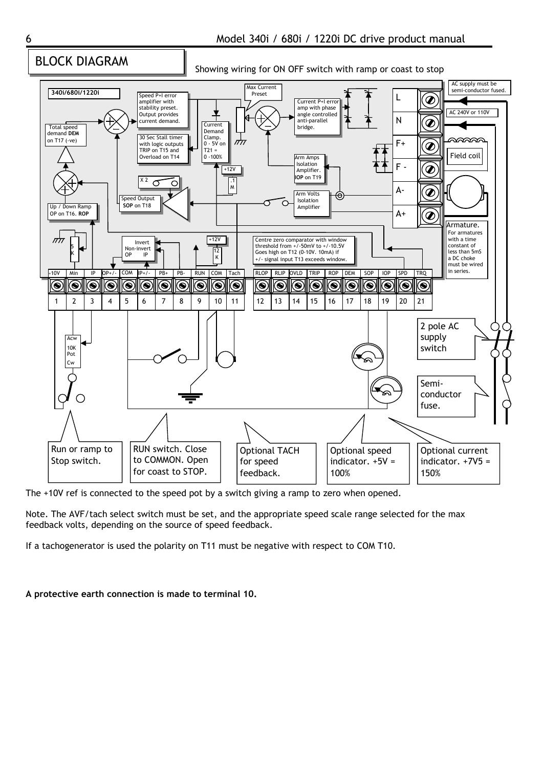## BLOCK DIAGRAM

Showing wiring for ON OFF switch with ramp or coast to stop

340i/680i/1220i

Speed P+I error amplifier with stability preset. Output provides current demand.

Max Current Preset

Current P+I error amp with phase angle controlled anti-parallel bridge.

AC supply must be semi-conductor fused.

AC 240V or 110V

Total speed demand **DEM** on T17 (-ve)

30 Sec Stall timer with logic outputs TRIP on T15 and Overload on T14

Current Demand Clamp. 0 - 5V on T21 = 0 -100%

Arm Amps Isolation Amplifier. **IOP** on T19

Field coil

X 2

Speed Output **SOP** on T18

Arm Volts Isolation Amplifier

Up / Down Ramp OP on T16. **ROP**

Armature. For armatures with a time constant of less than 5mS a DC choke must be wired in series.

Invert Non-invert OP IP

Centre zero comparator with window threshold from +/-50mV to +/-10.5V Goes high on T12 (0-10V. 10mA) if +/- signal input T13 exceeds window.

| +10V | Min | IP | OP+/- | COM | IP+/- | PB+ | PB- | RUN | COM | Tach | RLOP | RLIP | OVLD | TRIP | ROP | DEM | SOP | IOP | SPD | TRQ |
|---|---|---|---|---|---|---|---|---|---|---|---|---|---|---|---|---|---|---|---|---|
| 1 | 2 | 3 | 4 | 5 | 6 | 7 | 8 | 9 | 10 | 11 | 12 | 13 | 14 | 15 | 16 | 17 | 18 | 19 | 20 | 21 |

L, N, F+, F -, A-, A+

Acw 10K Pot Cw

2 pole AC supply switch

Semi-conductor fuse.

Run or ramp to Stop switch.

RUN switch. Close to COMMON. Open for coast to STOP.

Optional TACH for speed feedback.

Optional speed indicator. +5V = 100%

Optional current indicator. +7V5 = 150%

The +10V ref is connected to the speed pot by a switch giving a ramp to zero when opened.

Note. The AVF/tach select switch must be set, and the appropriate speed scale range selected for the max feedback volts, depending on the source of speed feedback.

If a tachogenerator is used the polarity on T11 must be negative with respect to COM T10.

**A protective earth connection is made to terminal 10.**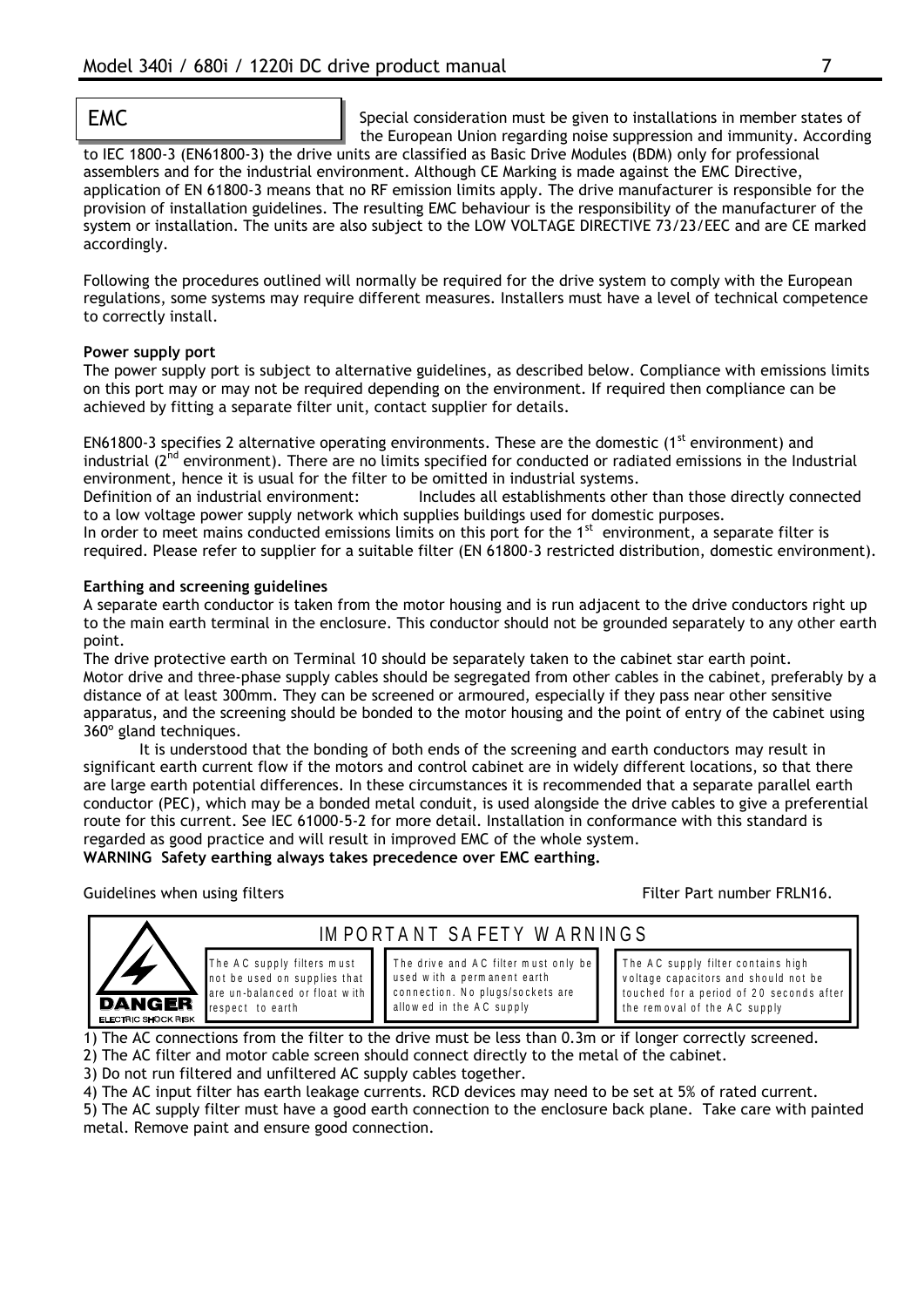## EMC

Special consideration must be given to installations in member states of the European Union regarding noise suppression and immunity. According to IEC 1800-3 (EN61800-3) the drive units are classified as Basic Drive Modules (BDM) only for professional assemblers and for the industrial environment. Although CE Marking is made against the EMC Directive, application of EN 61800-3 means that no RF emission limits apply. The drive manufacturer is responsible for the provision of installation guidelines. The resulting EMC behaviour is the responsibility of the manufacturer of the system or installation. The units are also subject to the LOW VOLTAGE DIRECTIVE 73/23/EEC and are CE marked accordingly.

Following the procedures outlined will normally be required for the drive system to comply with the European regulations, some systems may require different measures. Installers must have a level of technical competence to correctly install.

**Power supply port**

The power supply port is subject to alternative guidelines, as described below. Compliance with emissions limits on this port may or may not be required depending on the environment. If required then compliance can be achieved by fitting a separate filter unit, contact supplier for details.

EN61800-3 specifies 2 alternative operating environments. These are the domestic (1st environment) and industrial (2nd environment). There are no limits specified for conducted or radiated emissions in the Industrial environment, hence it is usual for the filter to be omitted in industrial systems.

Definition of an industrial environment: Includes all establishments other than those directly connected to a low voltage power supply network which supplies buildings used for domestic purposes.

In order to meet mains conducted emissions limits on this port for the 1st environment, a separate filter is required. Please refer to supplier for a suitable filter (EN 61800-3 restricted distribution, domestic environment).

**Earthing and screening guidelines**

A separate earth conductor is taken from the motor housing and is run adjacent to the drive conductors right up to the main earth terminal in the enclosure. This conductor should not be grounded separately to any other earth point.

The drive protective earth on Terminal 10 should be separately taken to the cabinet star earth point.

Motor drive and three-phase supply cables should be segregated from other cables in the cabinet, preferably by a distance of at least 300mm. They can be screened or armoured, especially if they pass near other sensitive apparatus, and the screening should be bonded to the motor housing and the point of entry of the cabinet using 360º gland techniques.

It is understood that the bonding of both ends of the screening and earth conductors may result in significant earth current flow if the motors and control cabinet are in widely different locations, so that there are large earth potential differences. In these circumstances it is recommended that a separate parallel earth conductor (PEC), which may be a bonded metal conduit, is used alongside the drive cables to give a preferential route for this current. See IEC 61000-5-2 for more detail. Installation in conformance with this standard is regarded as good practice and will result in improved EMC of the whole system.

**WARNING Safety earthing always takes precedence over EMC earthing.**

Guidelines when using filters — Filter Part number FRLN16.

**IMPORTANT SAFETY WARNINGS**

DANGER — ELECTRIC SHOCK RISK

- The AC supply filters must not be used on supplies that are un-balanced or float with respect to earth
- The drive and AC filter must only be used with a permanent earth connection. No plugs/sockets are allowed in the AC supply
- The AC supply filter contains high voltage capacitors and should not be touched for a period of 20 seconds after the removal of the AC supply

1) The AC connections from the filter to the drive must be less than 0.3m or if longer correctly screened.
2) The AC filter and motor cable screen should connect directly to the metal of the cabinet.
3) Do not run filtered and unfiltered AC supply cables together.
4) The AC input filter has earth leakage currents. RCD devices may need to be set at 5% of rated current.
5) The AC supply filter must have a good earth connection to the enclosure back plane. Take care with painted metal. Remove paint and ensure good connection.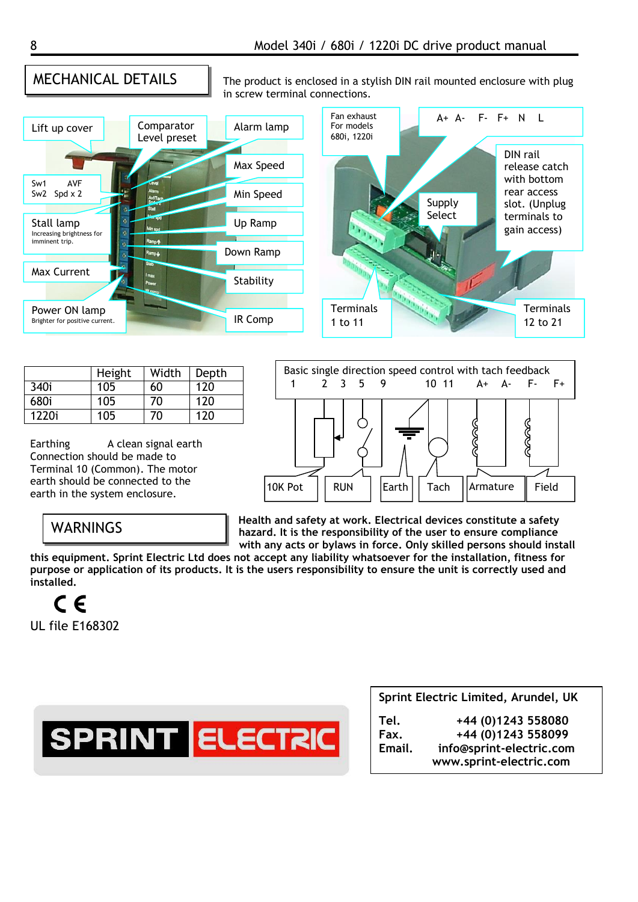## MECHANICAL DETAILS

The product is enclosed in a stylish DIN rail mounted enclosure with plug in screw terminal connections.

Lift up cover

Comparator Level preset

Alarm lamp

Max Speed

Min Speed

Up Ramp

Down Ramp

Stability

IR Comp

Sw1 AVF
Sw2 Spd x 2

Stall lamp
Increasing brightness for imminent trip.

Max Current

Power ON lamp
Brighter for positive current.

Fan exhaust For models 680i, 1220i

A+ A- F- F+ N L

DIN rail release catch with bottom rear access slot. (Unplug terminals to gain access)

Supply Select

Terminals 1 to 11

Terminals 12 to 21

| | Height | Width | Depth |
|---|---|---|---|
| 340i | 105 | 60 | 120 |
| 680i | 105 | 70 | 120 |
| 1220i | 105 | 70 | 120 |

Basic single direction speed control with tach feedback
1 2 3 5 9 10 11 A+ A- F- F+
10K Pot
RUN
Earth
Tach
Armature
Field

Earthing A clean signal earth Connection should be made to Terminal 10 (Common). The motor earth should be connected to the earth in the system enclosure.

## WARNINGS

**Health and safety at work. Electrical devices constitute a safety hazard. It is the responsibility of the user to ensure compliance with any acts or bylaws in force. Only skilled persons should install this equipment. Sprint Electric Ltd does not accept any liability whatsoever for the installation, fitness for purpose or application of its products. It is the users responsibility to ensure the unit is correctly used and installed.**

CE

UL file E168302

SPRINT ELECTRIC

**Sprint Electric Limited, Arundel, UK**

**Tel.** **+44 (0)1243 558080**
**Fax.** **+44 (0)1243 558099**
**Email.** **info@sprint-electric.com**
**www.sprint-electric.com**